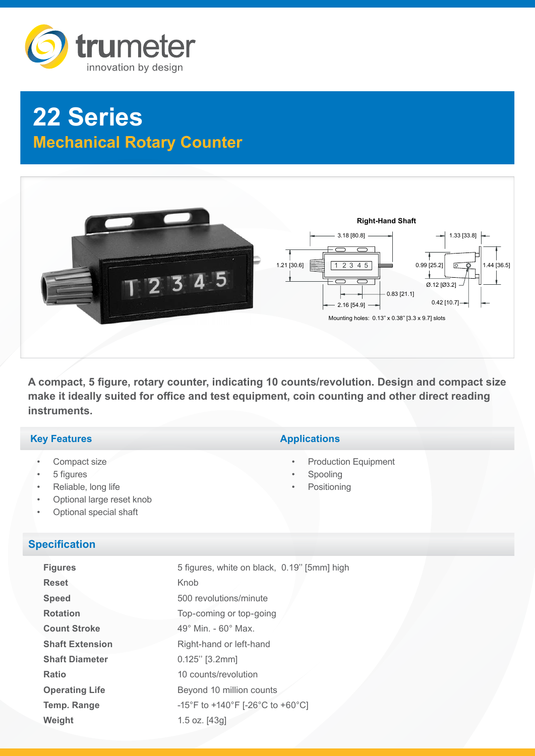trumeter
innovation by design

# 22 Series

## Mechanical Rotary Counter

Right-Hand Shaft

3.18 [80.8]
1.21 [30.6]
0.83 [21.1]
2.16 [54.9]
1.33 [33.8]
0.99 [25.2]
1.44 [36.5]
Ø.12 [Ø3.2]
0.42 [10.7]

Mounting holes: 0.13" x 0.38" [3.3 x 9.7] slots

**A compact, 5 figure, rotary counter, indicating 10 counts/revolution. Design and compact size make it ideally suited for office and test equipment, coin counting and other direct reading instruments.**

### Key Features

- Compact size
- 5 figures
- Reliable, long life
- Optional large reset knob
- Optional special shaft

### Applications

- Production Equipment
- Spooling
- Positioning

### Specification

| | |
|---|---|
| **Figures** | 5 figures, white on black, 0.19'' [5mm] high |
| **Reset** | Knob |
| **Speed** | 500 revolutions/minute |
| **Rotation** | Top-coming or top-going |
| **Count Stroke** | 49° Min. - 60° Max. |
| **Shaft Extension** | Right-hand or left-hand |
| **Shaft Diameter** | 0.125'' [3.2mm] |
| **Ratio** | 10 counts/revolution |
| **Operating Life** | Beyond 10 million counts |
| **Temp. Range** | -15°F to +140°F [-26°C to +60°C] |
| **Weight** | 1.5 oz. [43g] |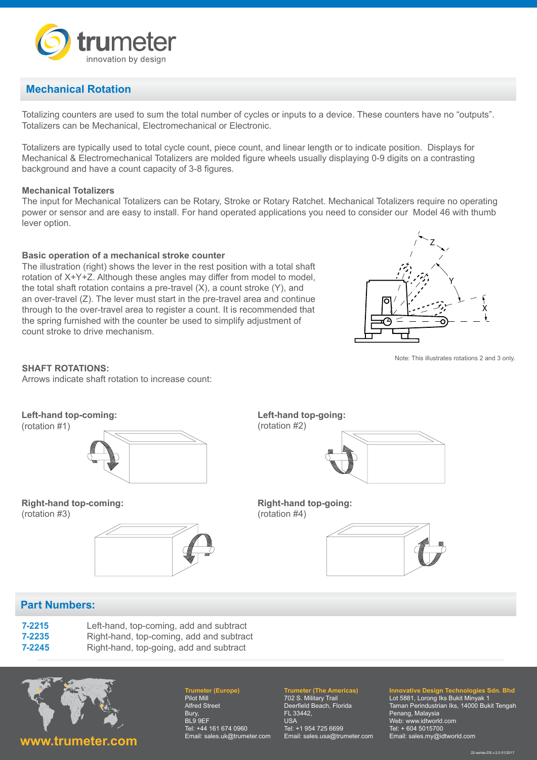## Mechanical Rotation

Totalizing counters are used to sum the total number of cycles or inputs to a device. These counters have no "outputs". Totalizers can be Mechanical, Electromechanical or Electronic.

Totalizers are typically used to total cycle count, piece count, and linear length or to indicate position. Displays for Mechanical & Electromechanical Totalizers are molded figure wheels usually displaying 0-9 digits on a contrasting background and have a count capacity of 3-8 figures.

### Mechanical Totalizers

The input for Mechanical Totalizers can be Rotary, Stroke or Rotary Ratchet. Mechanical Totalizers require no operating power or sensor and are easy to install. For hand operated applications you need to consider our Model 46 with thumb lever option.

### Basic operation of a mechanical stroke counter

The illustration (right) shows the lever in the rest position with a total shaft rotation of X+Y+Z. Although these angles may differ from model to model, the total shaft rotation contains a pre-travel (X), a count stroke (Y), and an over-travel (Z). The lever must start in the pre-travel area and continue through to the over-travel area to register a count. It is recommended that the spring furnished with the counter be used to simplify adjustment of count stroke to drive mechanism.

Z

Y

X

Note: This illustrates rotations 2 and 3 only.

### SHAFT ROTATIONS:

Arrows indicate shaft rotation to increase count:

**Left-hand top-coming:**
(rotation #1)

**Left-hand top-going:**
(rotation #2)

**Right-hand top-coming:**
(rotation #3)

**Right-hand top-going:**
(rotation #4)

## Part Numbers:

| | |
|---|---|
| **7-2215** | Left-hand, top-coming, add and subtract |
| **7-2235** | Right-hand, top-coming, add and subtract |
| **7-2245** | Right-hand, top-going, add and subtract |

**www.trumeter.com**

**Trumeter (Europe)**
Pilot Mill
Alfred Street
Bury,
BL9 9EF
Tel: +44 161 674 0960
Email: sales.uk@trumeter.com

**Trumeter (The Americas)**
702 S. Military Trail
Deerfield Beach, Florida
FL 33442,
USA
Tel: +1 954 725 6699
Email: sales.usa@trumeter.com

**Innovative Design Technologies Sdn. Bhd**
Lot 5881, Lorong Iks Bukit Minyak 1
Taman Perindustrian Iks, 14000 Bukit Tengah
Penang, Malaysia
Web: www.idtworld.com
Tel: + 604 5015700
Email: sales.my@idtworld.com

22-series-DS.v.2.0 01/2017